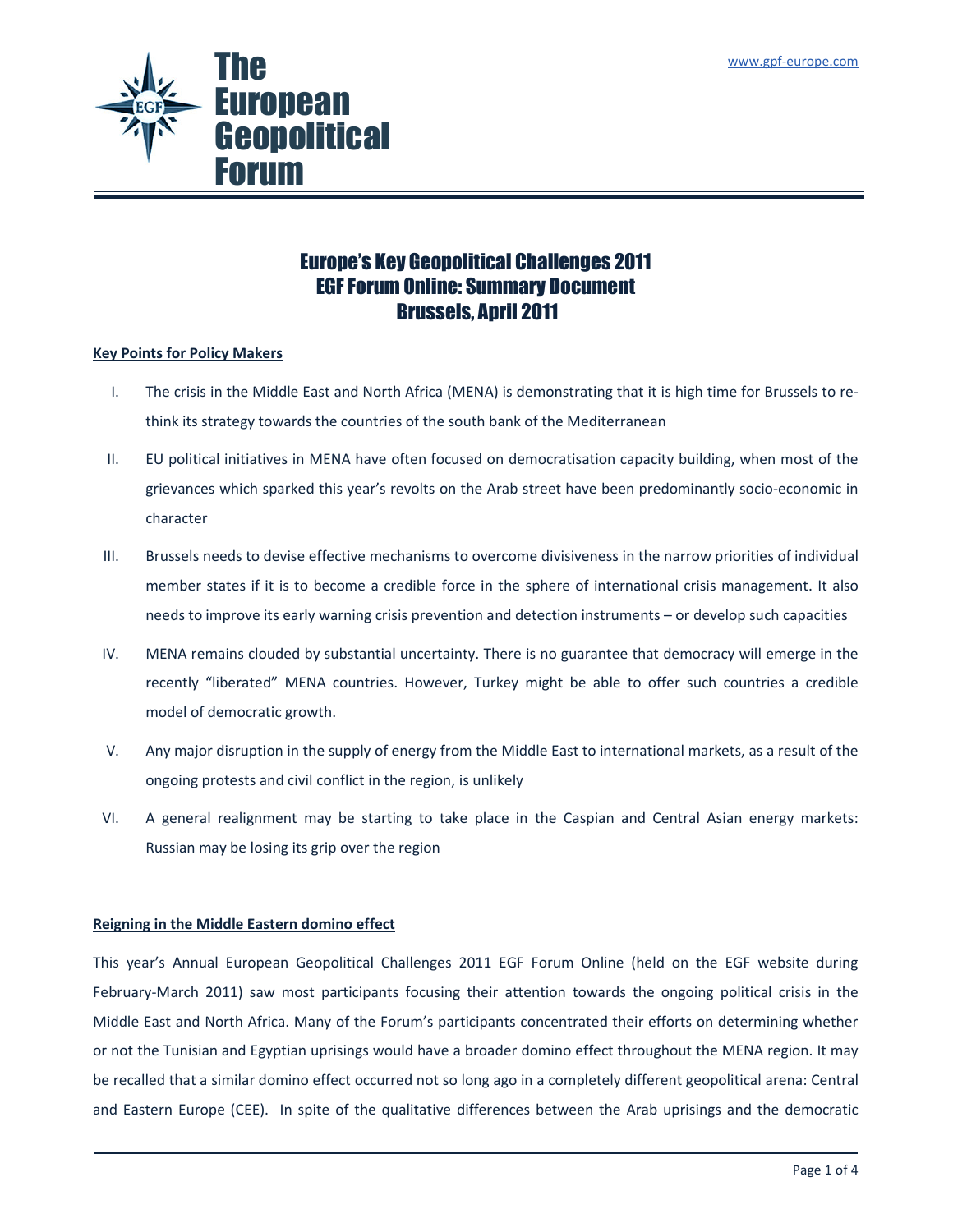The European Geopolitical Forum

www.gpf-europe.com

# Europe's Key Geopolitical Challenges 2011
# EGF Forum Online: Summary Document
# Brussels, April 2011

**Key Points for Policy Makers**

I. The crisis in the Middle East and North Africa (MENA) is demonstrating that it is high time for Brussels to re-think its strategy towards the countries of the south bank of the Mediterranean

II. EU political initiatives in MENA have often focused on democratisation capacity building, when most of the grievances which sparked this year's revolts on the Arab street have been predominantly socio-economic in character

III. Brussels needs to devise effective mechanisms to overcome divisiveness in the narrow priorities of individual member states if it is to become a credible force in the sphere of international crisis management. It also needs to improve its early warning crisis prevention and detection instruments – or develop such capacities

IV. MENA remains clouded by substantial uncertainty. There is no guarantee that democracy will emerge in the recently "liberated" MENA countries. However, Turkey might be able to offer such countries a credible model of democratic growth.

V. Any major disruption in the supply of energy from the Middle East to international markets, as a result of the ongoing protests and civil conflict in the region, is unlikely

VI. A general realignment may be starting to take place in the Caspian and Central Asian energy markets: Russian may be losing its grip over the region

**Reigning in the Middle Eastern domino effect**

This year's Annual European Geopolitical Challenges 2011 EGF Forum Online (held on the EGF website during February-March 2011) saw most participants focusing their attention towards the ongoing political crisis in the Middle East and North Africa. Many of the Forum's participants concentrated their efforts on determining whether or not the Tunisian and Egyptian uprisings would have a broader domino effect throughout the MENA region. It may be recalled that a similar domino effect occurred not so long ago in a completely different geopolitical arena: Central and Eastern Europe (CEE). In spite of the qualitative differences between the Arab uprisings and the democratic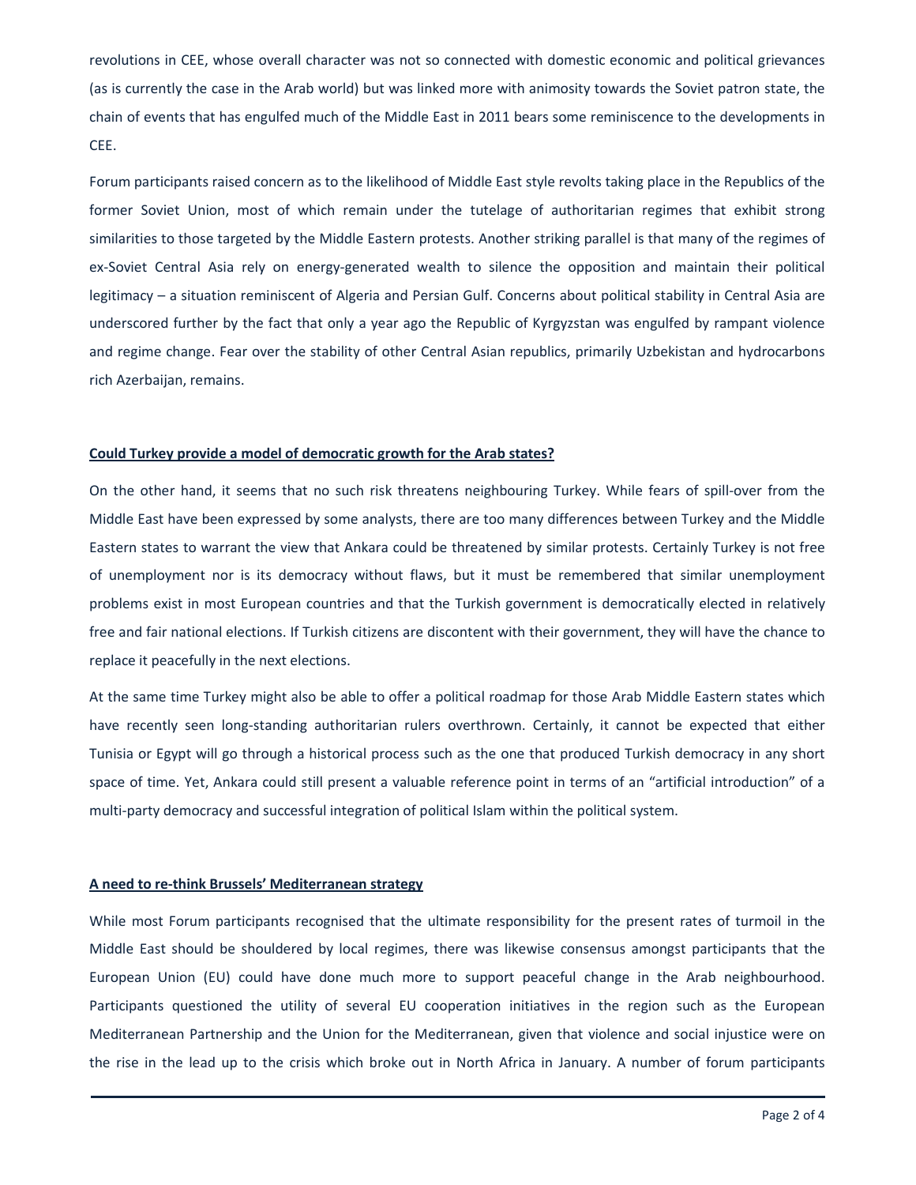revolutions in CEE, whose overall character was not so connected with domestic economic and political grievances (as is currently the case in the Arab world) but was linked more with animosity towards the Soviet patron state, the chain of events that has engulfed much of the Middle East in 2011 bears some reminiscence to the developments in CEE.

Forum participants raised concern as to the likelihood of Middle East style revolts taking place in the Republics of the former Soviet Union, most of which remain under the tutelage of authoritarian regimes that exhibit strong similarities to those targeted by the Middle Eastern protests. Another striking parallel is that many of the regimes of ex-Soviet Central Asia rely on energy-generated wealth to silence the opposition and maintain their political legitimacy – a situation reminiscent of Algeria and Persian Gulf. Concerns about political stability in Central Asia are underscored further by the fact that only a year ago the Republic of Kyrgyzstan was engulfed by rampant violence and regime change. Fear over the stability of other Central Asian republics, primarily Uzbekistan and hydrocarbons rich Azerbaijan, remains.

**Could Turkey provide a model of democratic growth for the Arab states?**

On the other hand, it seems that no such risk threatens neighbouring Turkey. While fears of spill-over from the Middle East have been expressed by some analysts, there are too many differences between Turkey and the Middle Eastern states to warrant the view that Ankara could be threatened by similar protests. Certainly Turkey is not free of unemployment nor is its democracy without flaws, but it must be remembered that similar unemployment problems exist in most European countries and that the Turkish government is democratically elected in relatively free and fair national elections. If Turkish citizens are discontent with their government, they will have the chance to replace it peacefully in the next elections.

At the same time Turkey might also be able to offer a political roadmap for those Arab Middle Eastern states which have recently seen long-standing authoritarian rulers overthrown. Certainly, it cannot be expected that either Tunisia or Egypt will go through a historical process such as the one that produced Turkish democracy in any short space of time. Yet, Ankara could still present a valuable reference point in terms of an "artificial introduction" of a multi-party democracy and successful integration of political Islam within the political system.

**A need to re-think Brussels' Mediterranean strategy**

While most Forum participants recognised that the ultimate responsibility for the present rates of turmoil in the Middle East should be shouldered by local regimes, there was likewise consensus amongst participants that the European Union (EU) could have done much more to support peaceful change in the Arab neighbourhood. Participants questioned the utility of several EU cooperation initiatives in the region such as the European Mediterranean Partnership and the Union for the Mediterranean, given that violence and social injustice were on the rise in the lead up to the crisis which broke out in North Africa in January. A number of forum participants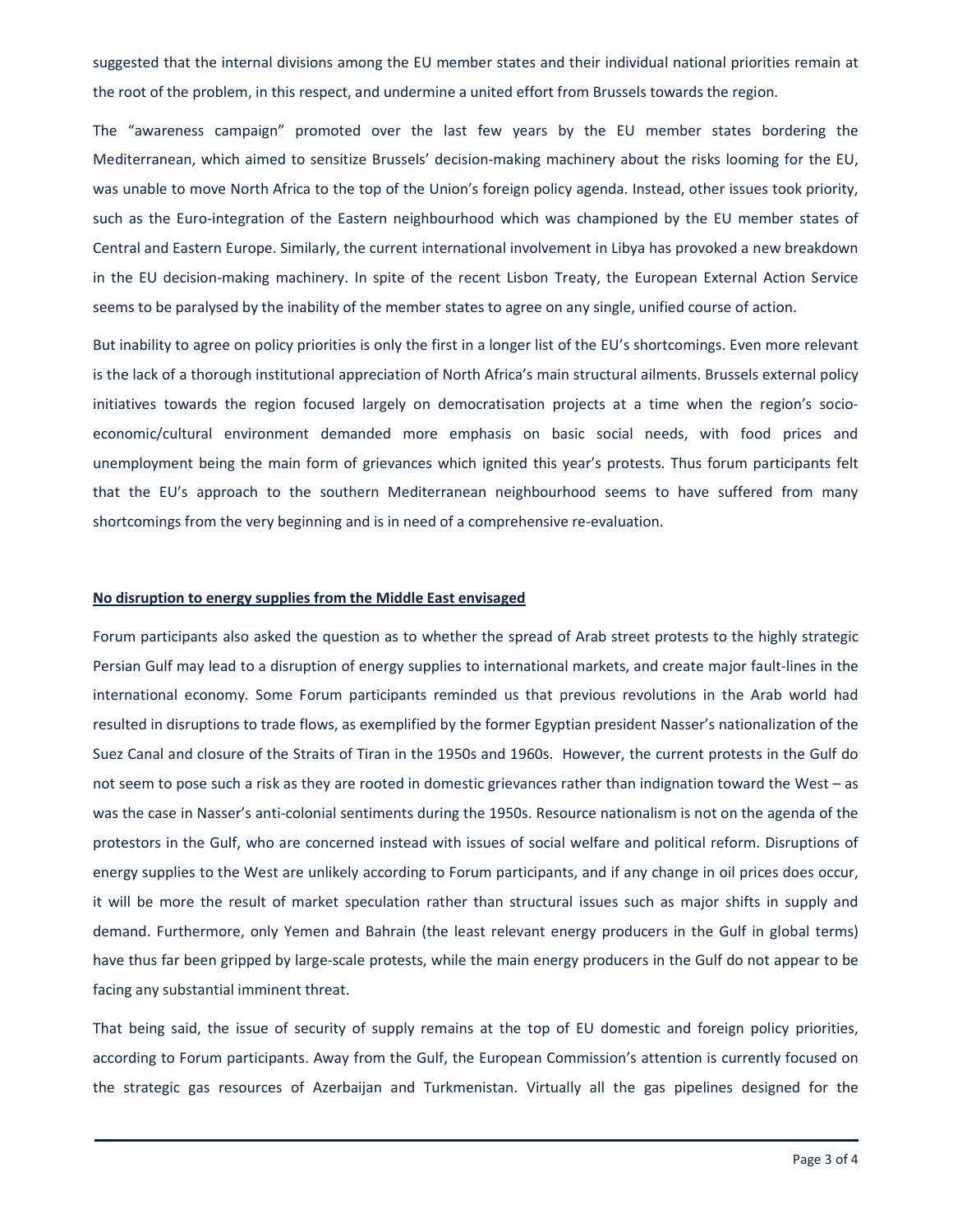suggested that the internal divisions among the EU member states and their individual national priorities remain at the root of the problem, in this respect, and undermine a united effort from Brussels towards the region.

The "awareness campaign" promoted over the last few years by the EU member states bordering the Mediterranean, which aimed to sensitize Brussels' decision-making machinery about the risks looming for the EU, was unable to move North Africa to the top of the Union's foreign policy agenda. Instead, other issues took priority, such as the Euro-integration of the Eastern neighbourhood which was championed by the EU member states of Central and Eastern Europe. Similarly, the current international involvement in Libya has provoked a new breakdown in the EU decision-making machinery. In spite of the recent Lisbon Treaty, the European External Action Service seems to be paralysed by the inability of the member states to agree on any single, unified course of action.

But inability to agree on policy priorities is only the first in a longer list of the EU's shortcomings. Even more relevant is the lack of a thorough institutional appreciation of North Africa's main structural ailments. Brussels external policy initiatives towards the region focused largely on democratisation projects at a time when the region's socio-economic/cultural environment demanded more emphasis on basic social needs, with food prices and unemployment being the main form of grievances which ignited this year's protests. Thus forum participants felt that the EU's approach to the southern Mediterranean neighbourhood seems to have suffered from many shortcomings from the very beginning and is in need of a comprehensive re-evaluation.

## No disruption to energy supplies from the Middle East envisaged

Forum participants also asked the question as to whether the spread of Arab street protests to the highly strategic Persian Gulf may lead to a disruption of energy supplies to international markets, and create major fault-lines in the international economy. Some Forum participants reminded us that previous revolutions in the Arab world had resulted in disruptions to trade flows, as exemplified by the former Egyptian president Nasser's nationalization of the Suez Canal and closure of the Straits of Tiran in the 1950s and 1960s. However, the current protests in the Gulf do not seem to pose such a risk as they are rooted in domestic grievances rather than indignation toward the West – as was the case in Nasser's anti-colonial sentiments during the 1950s. Resource nationalism is not on the agenda of the protestors in the Gulf, who are concerned instead with issues of social welfare and political reform. Disruptions of energy supplies to the West are unlikely according to Forum participants, and if any change in oil prices does occur, it will be more the result of market speculation rather than structural issues such as major shifts in supply and demand. Furthermore, only Yemen and Bahrain (the least relevant energy producers in the Gulf in global terms) have thus far been gripped by large-scale protests, while the main energy producers in the Gulf do not appear to be facing any substantial imminent threat.

That being said, the issue of security of supply remains at the top of EU domestic and foreign policy priorities, according to Forum participants. Away from the Gulf, the European Commission's attention is currently focused on the strategic gas resources of Azerbaijan and Turkmenistan. Virtually all the gas pipelines designed for the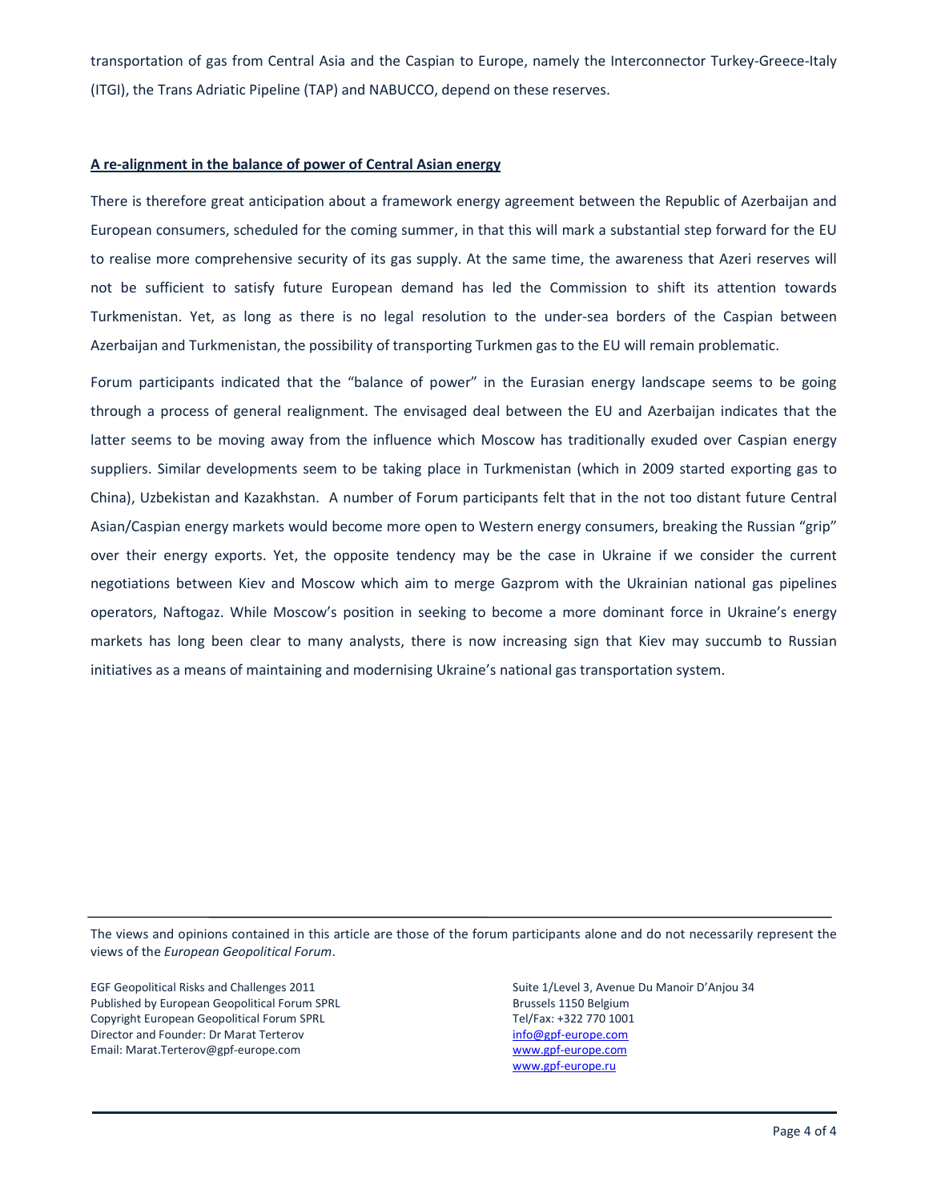transportation of gas from Central Asia and the Caspian to Europe, namely the Interconnector Turkey-Greece-Italy (ITGI), the Trans Adriatic Pipeline (TAP) and NABUCCO, depend on these reserves.

## A re-alignment in the balance of power of Central Asian energy

There is therefore great anticipation about a framework energy agreement between the Republic of Azerbaijan and European consumers, scheduled for the coming summer, in that this will mark a substantial step forward for the EU to realise more comprehensive security of its gas supply. At the same time, the awareness that Azeri reserves will not be sufficient to satisfy future European demand has led the Commission to shift its attention towards Turkmenistan. Yet, as long as there is no legal resolution to the under-sea borders of the Caspian between Azerbaijan and Turkmenistan, the possibility of transporting Turkmen gas to the EU will remain problematic.

Forum participants indicated that the "balance of power" in the Eurasian energy landscape seems to be going through a process of general realignment. The envisaged deal between the EU and Azerbaijan indicates that the latter seems to be moving away from the influence which Moscow has traditionally exuded over Caspian energy suppliers. Similar developments seem to be taking place in Turkmenistan (which in 2009 started exporting gas to China), Uzbekistan and Kazakhstan. A number of Forum participants felt that in the not too distant future Central Asian/Caspian energy markets would become more open to Western energy consumers, breaking the Russian "grip" over their energy exports. Yet, the opposite tendency may be the case in Ukraine if we consider the current negotiations between Kiev and Moscow which aim to merge Gazprom with the Ukrainian national gas pipelines operators, Naftogaz. While Moscow's position in seeking to become a more dominant force in Ukraine's energy markets has long been clear to many analysts, there is now increasing sign that Kiev may succumb to Russian initiatives as a means of maintaining and modernising Ukraine's national gas transportation system.

---

The views and opinions contained in this article are those of the forum participants alone and do not necessarily represent the views of the *European Geopolitical Forum*.

EGF Geopolitical Risks and Challenges 2011
Published by European Geopolitical Forum SPRL
Copyright European Geopolitical Forum SPRL
Director and Founder: Dr Marat Terterov
Email: Marat.Terterov@gpf-europe.com

Suite 1/Level 3, Avenue Du Manoir D'Anjou 34
Brussels 1150 Belgium
Tel/Fax: +322 770 1001
info@gpf-europe.com
www.gpf-europe.com
www.gpf-europe.ru